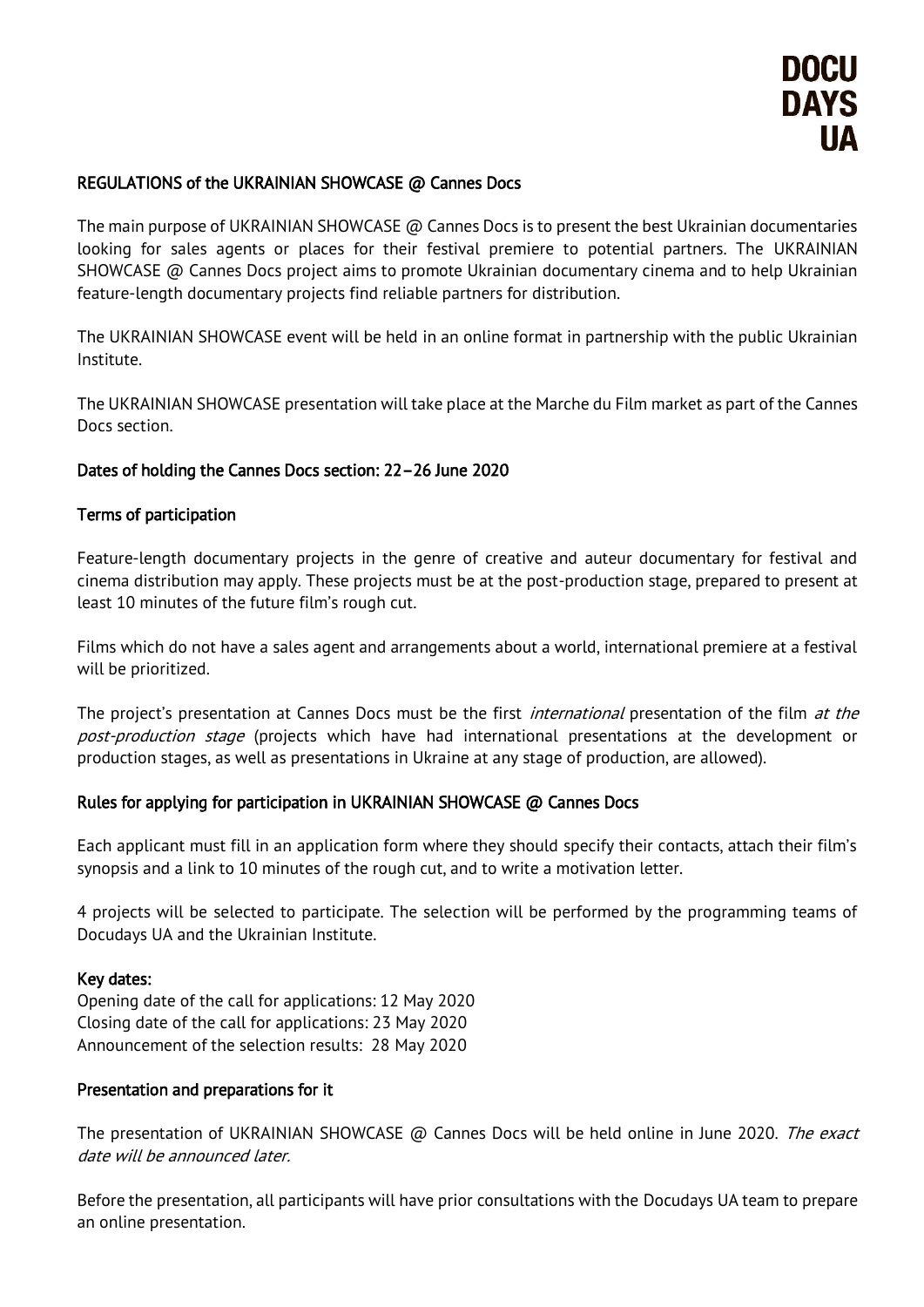DOCU
DAYS
UA

# REGULATIONS of the UKRAINIAN SHOWCASE @ Cannes Docs

The main purpose of UKRAINIAN SHOWCASE @ Cannes Docs is to present the best Ukrainian documentaries looking for sales agents or places for their festival premiere to potential partners. The UKRAINIAN SHOWCASE @ Cannes Docs project aims to promote Ukrainian documentary cinema and to help Ukrainian feature-length documentary projects find reliable partners for distribution.

The UKRAINIAN SHOWCASE event will be held in an online format in partnership with the public Ukrainian Institute.

The UKRAINIAN SHOWCASE presentation will take place at the Marche du Film market as part of the Cannes Docs section.

## Dates of holding the Cannes Docs section: 22–26 June 2020

## Terms of participation

Feature-length documentary projects in the genre of creative and auteur documentary for festival and cinema distribution may apply. These projects must be at the post-production stage, prepared to present at least 10 minutes of the future film's rough cut.

Films which do not have a sales agent and arrangements about a world, international premiere at a festival will be prioritized.

The project's presentation at Cannes Docs must be the first *international* presentation of the film *at the post-production stage* (projects which have had international presentations at the development or production stages, as well as presentations in Ukraine at any stage of production, are allowed).

## Rules for applying for participation in UKRAINIAN SHOWCASE @ Cannes Docs

Each applicant must fill in an application form where they should specify their contacts, attach their film's synopsis and a link to 10 minutes of the rough cut, and to write a motivation letter.

4 projects will be selected to participate. The selection will be performed by the programming teams of Docudays UA and the Ukrainian Institute.

## Key dates:

Opening date of the call for applications: 12 May 2020
Closing date of the call for applications: 23 May 2020
Announcement of the selection results: 28 May 2020

## Presentation and preparations for it

The presentation of UKRAINIAN SHOWCASE @ Cannes Docs will be held online in June 2020. *The exact date will be announced later.*

Before the presentation, all participants will have prior consultations with the Docudays UA team to prepare an online presentation.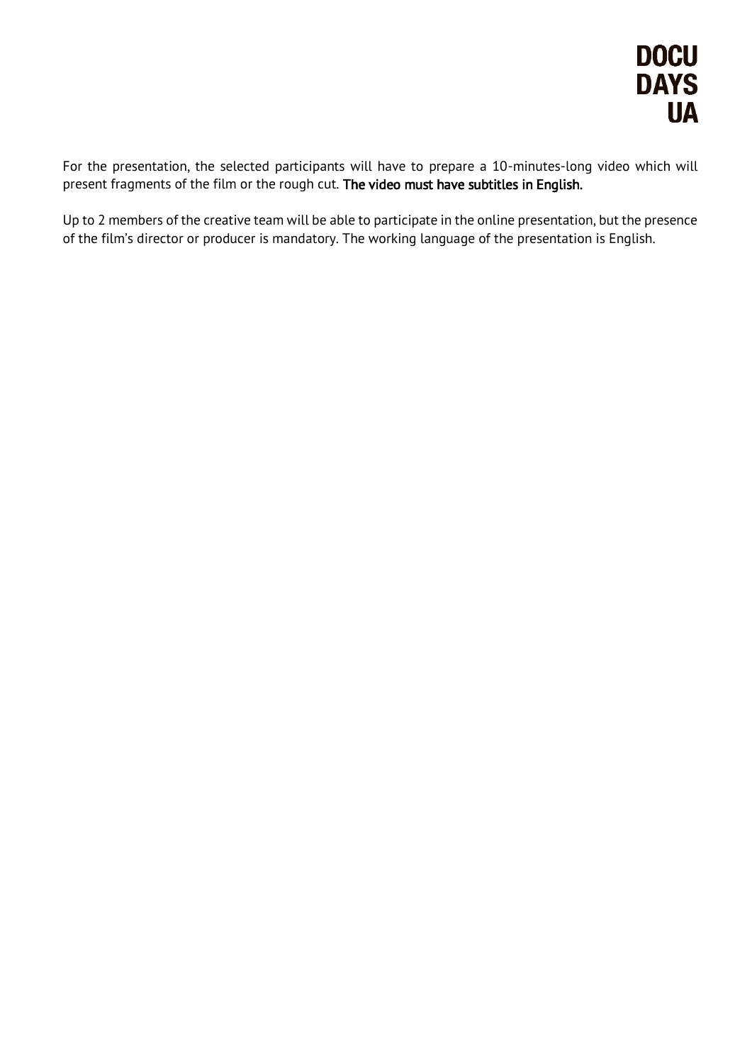For the presentation, the selected participants will have to prepare a 10-minutes-long video which will present fragments of the film or the rough cut. **The video must have subtitles in English.**

Up to 2 members of the creative team will be able to participate in the online presentation, but the presence of the film's director or producer is mandatory. The working language of the presentation is English.